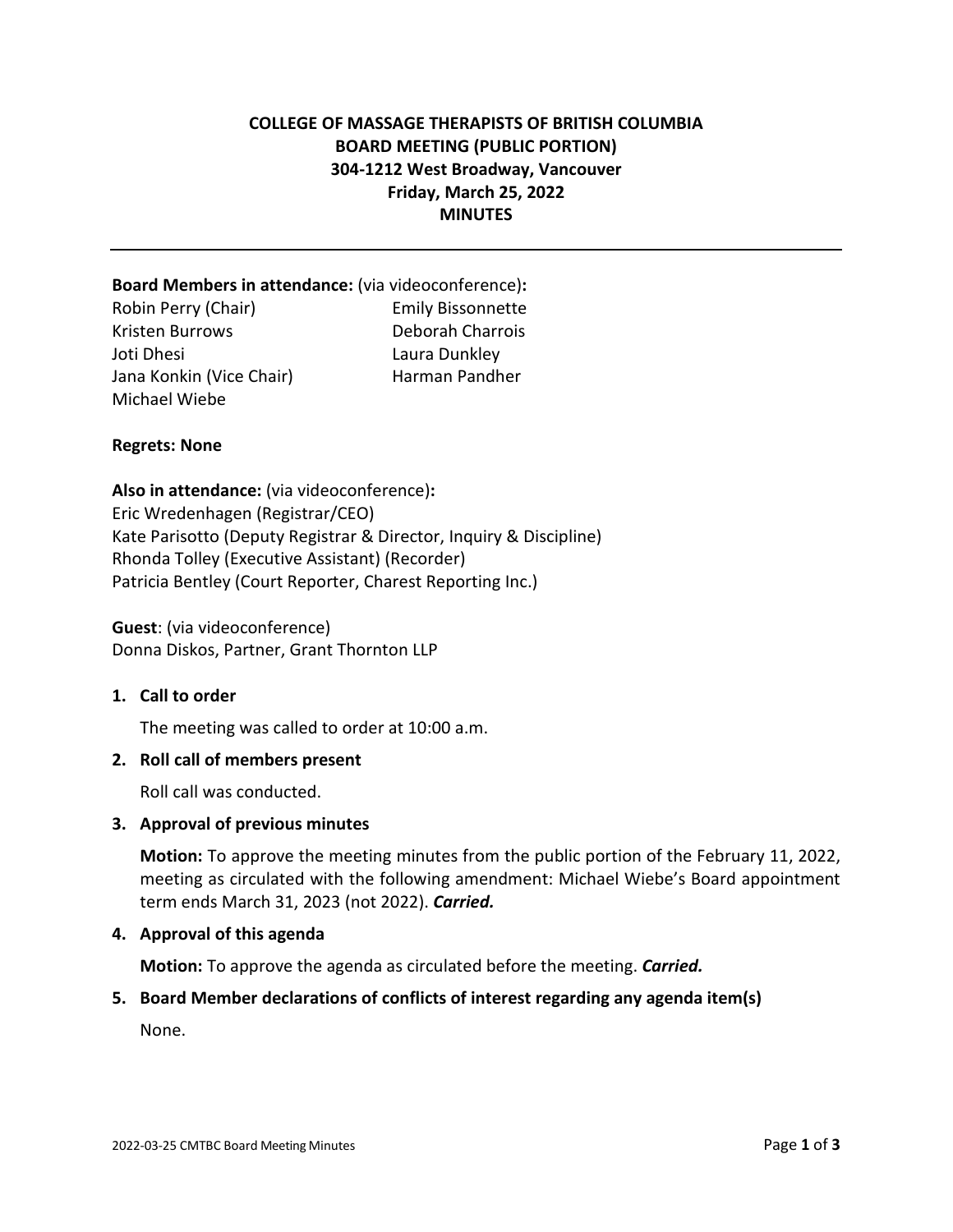# COLLEGE OF MASSAGE THERAPISTS OF BRITISH COLUMBIA
# BOARD MEETING (PUBLIC PORTION)
# 304-1212 West Broadway, Vancouver
# Friday, March 25, 2022
# MINUTES

---

**Board Members in attendance:** (via videoconference)**:**

Robin Perry (Chair)
Kristen Burrows
Joti Dhesi
Jana Konkin (Vice Chair)
Michael Wiebe
Emily Bissonnette
Deborah Charrois
Laura Dunkley
Harman Pandher

**Regrets: None**

**Also in attendance:** (via videoconference)**:**

Eric Wredenhagen (Registrar/CEO)
Kate Parisotto (Deputy Registrar & Director, Inquiry & Discipline)
Rhonda Tolley (Executive Assistant) (Recorder)
Patricia Bentley (Court Reporter, Charest Reporting Inc.)

**Guest**: (via videoconference)
Donna Diskos, Partner, Grant Thornton LLP

1. **Call to order**

   The meeting was called to order at 10:00 a.m.

2. **Roll call of members present**

   Roll call was conducted.

3. **Approval of previous minutes**

   **Motion:** To approve the meeting minutes from the public portion of the February 11, 2022, meeting as circulated with the following amendment: Michael Wiebe's Board appointment term ends March 31, 2023 (not 2022). ***Carried.***

4. **Approval of this agenda**

   **Motion:** To approve the agenda as circulated before the meeting. ***Carried.***

5. **Board Member declarations of conflicts of interest regarding any agenda item(s)**

   None.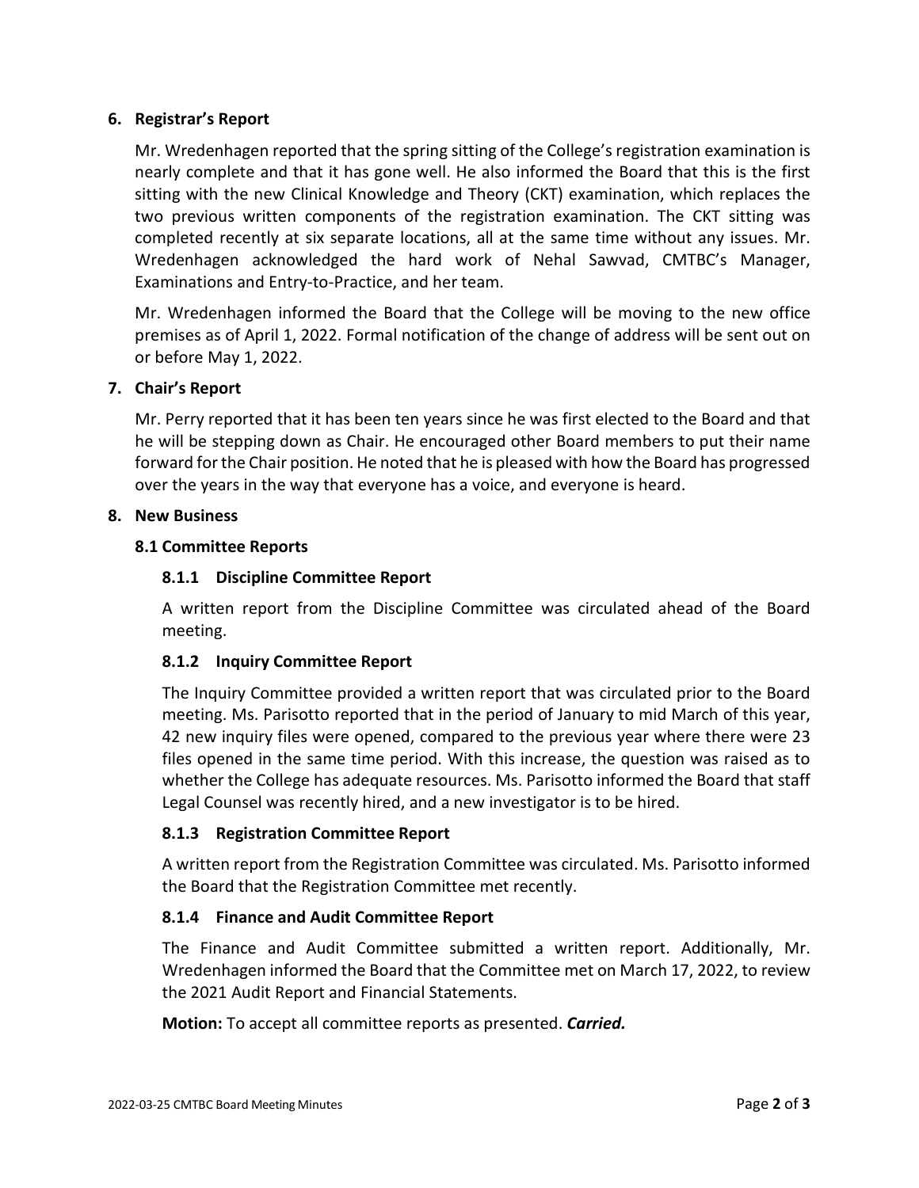## 6. Registrar's Report

Mr. Wredenhagen reported that the spring sitting of the College's registration examination is nearly complete and that it has gone well. He also informed the Board that this is the first sitting with the new Clinical Knowledge and Theory (CKT) examination, which replaces the two previous written components of the registration examination. The CKT sitting was completed recently at six separate locations, all at the same time without any issues. Mr. Wredenhagen acknowledged the hard work of Nehal Sawvad, CMTBC's Manager, Examinations and Entry-to-Practice, and her team.

Mr. Wredenhagen informed the Board that the College will be moving to the new office premises as of April 1, 2022. Formal notification of the change of address will be sent out on or before May 1, 2022.

## 7. Chair's Report

Mr. Perry reported that it has been ten years since he was first elected to the Board and that he will be stepping down as Chair. He encouraged other Board members to put their name forward for the Chair position. He noted that he is pleased with how the Board has progressed over the years in the way that everyone has a voice, and everyone is heard.

## 8. New Business

### 8.1 Committee Reports

#### 8.1.1 Discipline Committee Report

A written report from the Discipline Committee was circulated ahead of the Board meeting.

#### 8.1.2 Inquiry Committee Report

The Inquiry Committee provided a written report that was circulated prior to the Board meeting. Ms. Parisotto reported that in the period of January to mid March of this year, 42 new inquiry files were opened, compared to the previous year where there were 23 files opened in the same time period. With this increase, the question was raised as to whether the College has adequate resources. Ms. Parisotto informed the Board that staff Legal Counsel was recently hired, and a new investigator is to be hired.

#### 8.1.3 Registration Committee Report

A written report from the Registration Committee was circulated. Ms. Parisotto informed the Board that the Registration Committee met recently.

#### 8.1.4 Finance and Audit Committee Report

The Finance and Audit Committee submitted a written report. Additionally, Mr. Wredenhagen informed the Board that the Committee met on March 17, 2022, to review the 2021 Audit Report and Financial Statements.

**Motion:** To accept all committee reports as presented. ***Carried.***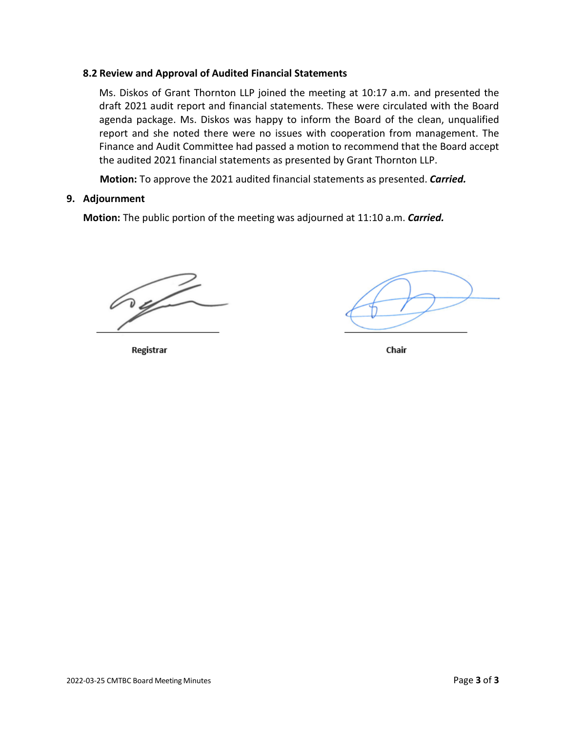### 8.2 Review and Approval of Audited Financial Statements

Ms. Diskos of Grant Thornton LLP joined the meeting at 10:17 a.m. and presented the draft 2021 audit report and financial statements. These were circulated with the Board agenda package. Ms. Diskos was happy to inform the Board of the clean, unqualified report and she noted there were no issues with cooperation from management. The Finance and Audit Committee had passed a motion to recommend that the Board accept the audited 2021 financial statements as presented by Grant Thornton LLP.

**Motion:** To approve the 2021 audited financial statements as presented. ***Carried.***

## 9. Adjournment

**Motion:** The public portion of the meeting was adjourned at 11:10 a.m. ***Carried.***

**Registrar**

**Chair**

2022-03-25 CMTBC Board Meeting Minutes